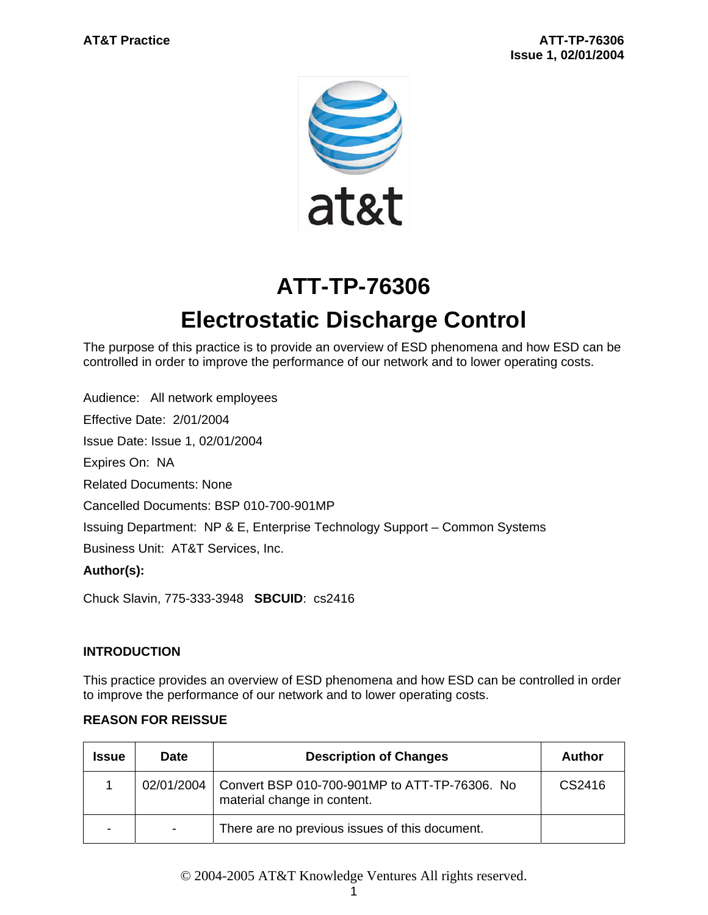# ATT-TP-76306

# Electrostatic Discharge Control

The purpose of this practice is to provide an overview of ESD phenomena and how ESD can be controlled in order to improve the performance of our network and to lower operating costs.

Audience: All network employees

Effective Date: 2/01/2004

Issue Date: Issue 1, 02/01/2004

Expires On: NA

Related Documents: None

Cancelled Documents: BSP 010-700-901MP

Issuing Department: NP & E, Enterprise Technology Support – Common Systems

Business Unit: AT&T Services, Inc.

**Author(s):**

Chuck Slavin, 775-333-3948 **SBCUID**: cs2416

## INTRODUCTION

This practice provides an overview of ESD phenomena and how ESD can be controlled in order to improve the performance of our network and to lower operating costs.

## REASON FOR REISSUE

| Issue | Date | Description of Changes | Author |
|---|---|---|---|
| 1 | 02/01/2004 | Convert BSP 010-700-901MP to ATT-TP-76306. No material change in content. | CS2416 |
| - | - | There are no previous issues of this document. | |

© 2004-2005 AT&T Knowledge Ventures All rights reserved.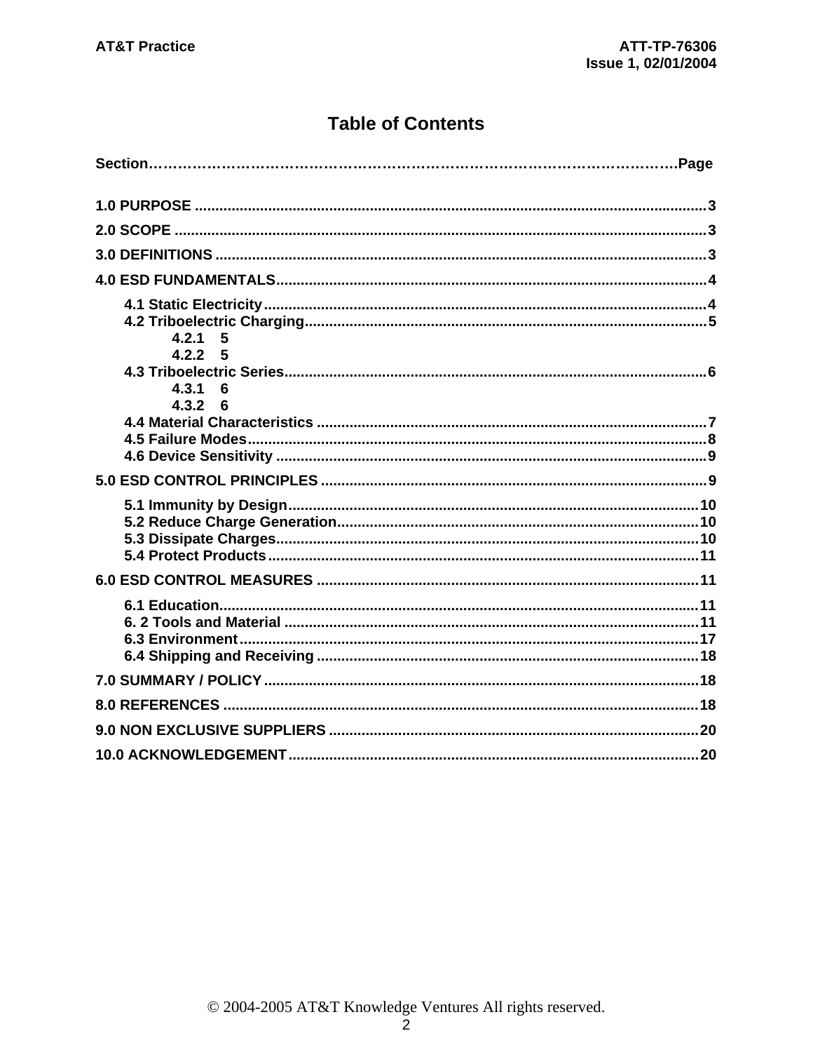# Table of Contents

**Section……………………………………………………………………………………………….Page**

**1.0 PURPOSE** .......................................................................................................... 3

**2.0 SCOPE** .............................................................................................................. 3

**3.0 DEFINITIONS** .................................................................................................... 3

**4.0 ESD FUNDAMENTALS** .......................................................................................... 4

- **4.1 Static Electricity** ............................................................................................ 4
- **4.2 Triboelectric Charging** .................................................................................... 5
  - **4.2.1 5**
  - **4.2.2 5**
- **4.3 Triboelectric Series** ........................................................................................ 6
  - **4.3.1 6**
  - **4.3.2 6**
- **4.4 Material Characteristics** ................................................................................. 7
- **4.5 Failure Modes** ................................................................................................ 8
- **4.6 Device Sensitivity** .......................................................................................... 9

**5.0 ESD CONTROL PRINCIPLES** ................................................................................. 9

- **5.1 Immunity by Design** ...................................................................................... 10
- **5.2 Reduce Charge Generation** ............................................................................ 10
- **5.3 Dissipate Charges** ......................................................................................... 10
- **5.4 Protect Products** ........................................................................................... 11

**6.0 ESD CONTROL MEASURES** ................................................................................. 11

- **6.1 Education** ..................................................................................................... 11
- **6. 2 Tools and Material** ....................................................................................... 11
- **6.3 Environment** ................................................................................................. 17
- **6.4 Shipping and Receiving** ................................................................................. 18

**7.0 SUMMARY / POLICY** ........................................................................................... 18

**8.0 REFERENCES** ..................................................................................................... 18

**9.0 NON EXCLUSIVE SUPPLIERS** ............................................................................... 20

**10.0 ACKNOWLEDGEMENT** ....................................................................................... 20

© 2004-2005 AT&T Knowledge Ventures All rights reserved.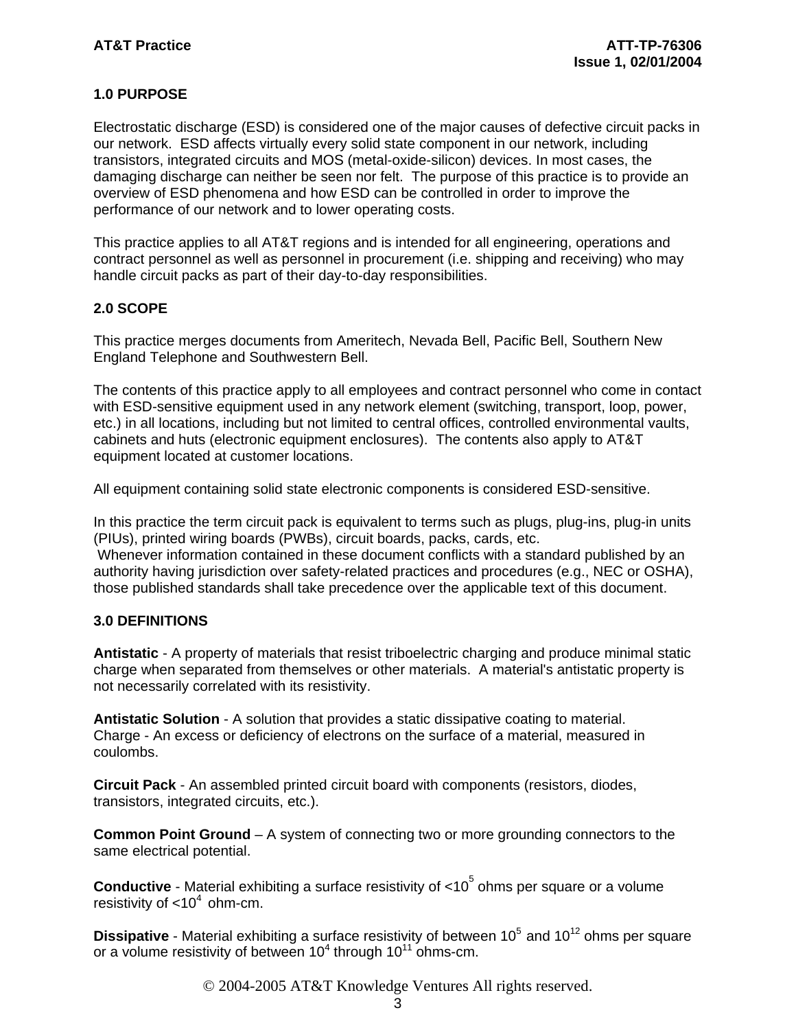## 1.0 PURPOSE

Electrostatic discharge (ESD) is considered one of the major causes of defective circuit packs in our network. ESD affects virtually every solid state component in our network, including transistors, integrated circuits and MOS (metal-oxide-silicon) devices. In most cases, the damaging discharge can neither be seen nor felt. The purpose of this practice is to provide an overview of ESD phenomena and how ESD can be controlled in order to improve the performance of our network and to lower operating costs.

This practice applies to all AT&T regions and is intended for all engineering, operations and contract personnel as well as personnel in procurement (i.e. shipping and receiving) who may handle circuit packs as part of their day-to-day responsibilities.

## 2.0 SCOPE

This practice merges documents from Ameritech, Nevada Bell, Pacific Bell, Southern New England Telephone and Southwestern Bell.

The contents of this practice apply to all employees and contract personnel who come in contact with ESD-sensitive equipment used in any network element (switching, transport, loop, power, etc.) in all locations, including but not limited to central offices, controlled environmental vaults, cabinets and huts (electronic equipment enclosures). The contents also apply to AT&T equipment located at customer locations.

All equipment containing solid state electronic components is considered ESD-sensitive.

In this practice the term circuit pack is equivalent to terms such as plugs, plug-ins, plug-in units (PIUs), printed wiring boards (PWBs), circuit boards, packs, cards, etc.
Whenever information contained in these document conflicts with a standard published by an authority having jurisdiction over safety-related practices and procedures (e.g., NEC or OSHA), those published standards shall take precedence over the applicable text of this document.

## 3.0 DEFINITIONS

**Antistatic** - A property of materials that resist triboelectric charging and produce minimal static charge when separated from themselves or other materials. A material's antistatic property is not necessarily correlated with its resistivity.

**Antistatic Solution** - A solution that provides a static dissipative coating to material.
Charge - An excess or deficiency of electrons on the surface of a material, measured in coulombs.

**Circuit Pack** - An assembled printed circuit board with components (resistors, diodes, transistors, integrated circuits, etc.).

**Common Point Ground** – A system of connecting two or more grounding connectors to the same electrical potential.

**Conductive** - Material exhibiting a surface resistivity of $<10^5$ ohms per square or a volume resistivity of $<10^4$ ohm-cm.

**Dissipative** - Material exhibiting a surface resistivity of between $10^5$ and $10^{12}$ ohms per square or a volume resistivity of between $10^4$ through $10^{11}$ ohms-cm.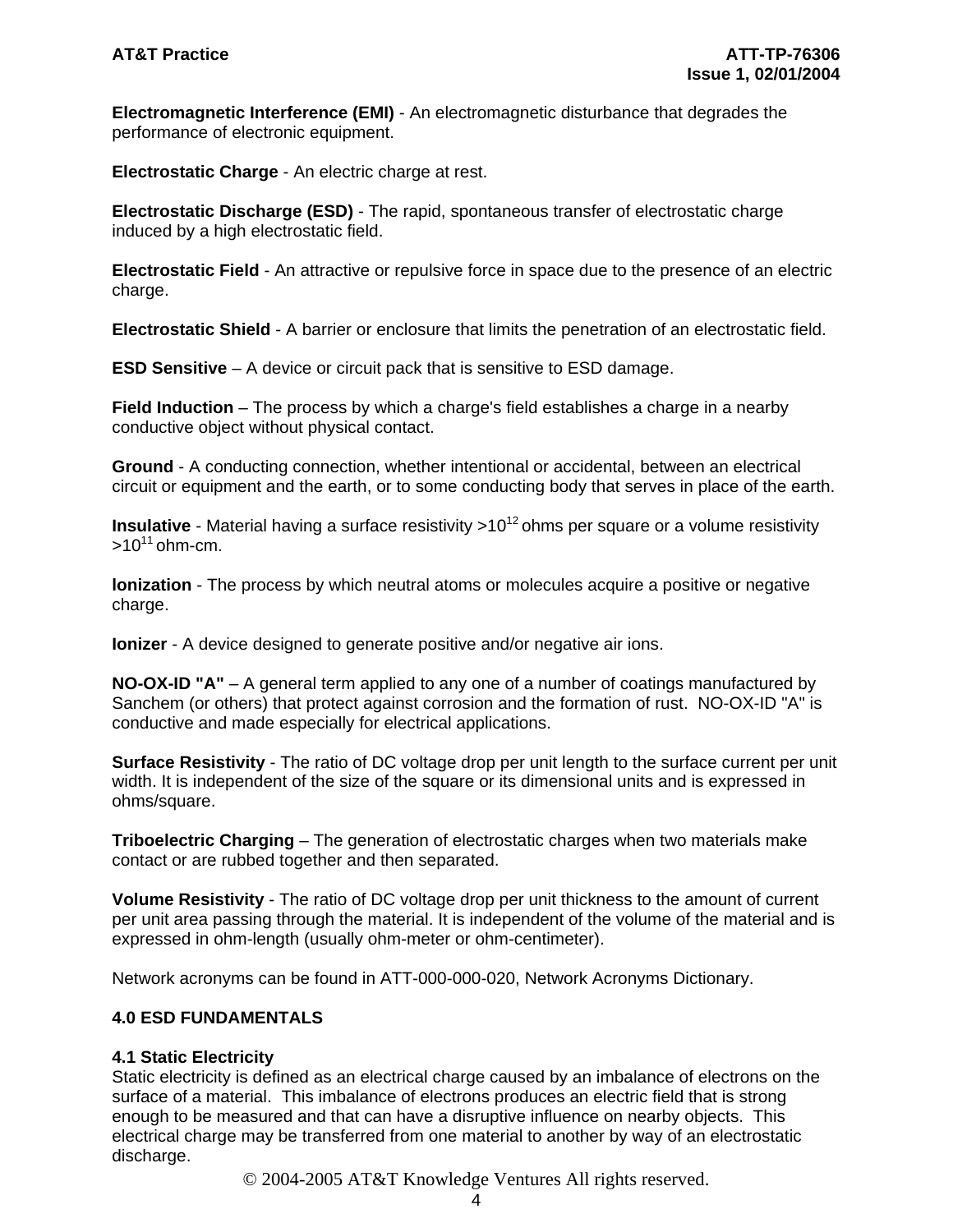**Electromagnetic Interference (EMI)** - An electromagnetic disturbance that degrades the performance of electronic equipment.

**Electrostatic Charge** - An electric charge at rest.

**Electrostatic Discharge (ESD)** - The rapid, spontaneous transfer of electrostatic charge induced by a high electrostatic field.

**Electrostatic Field** - An attractive or repulsive force in space due to the presence of an electric charge.

**Electrostatic Shield** - A barrier or enclosure that limits the penetration of an electrostatic field.

**ESD Sensitive** – A device or circuit pack that is sensitive to ESD damage.

**Field Induction** – The process by which a charge's field establishes a charge in a nearby conductive object without physical contact.

**Ground** - A conducting connection, whether intentional or accidental, between an electrical circuit or equipment and the earth, or to some conducting body that serves in place of the earth.

**Insulative** - Material having a surface resistivity $>10^{12}$ ohms per square or a volume resistivity $>10^{11}$ ohm-cm.

**Ionization** - The process by which neutral atoms or molecules acquire a positive or negative charge.

**Ionizer** - A device designed to generate positive and/or negative air ions.

**NO-OX-ID "A"** – A general term applied to any one of a number of coatings manufactured by Sanchem (or others) that protect against corrosion and the formation of rust. NO-OX-ID "A" is conductive and made especially for electrical applications.

**Surface Resistivity** - The ratio of DC voltage drop per unit length to the surface current per unit width. It is independent of the size of the square or its dimensional units and is expressed in ohms/square.

**Triboelectric Charging** – The generation of electrostatic charges when two materials make contact or are rubbed together and then separated.

**Volume Resistivity** - The ratio of DC voltage drop per unit thickness to the amount of current per unit area passing through the material. It is independent of the volume of the material and is expressed in ohm-length (usually ohm-meter or ohm-centimeter).

Network acronyms can be found in ATT-000-000-020, Network Acronyms Dictionary.

## 4.0 ESD FUNDAMENTALS

### 4.1 Static Electricity

Static electricity is defined as an electrical charge caused by an imbalance of electrons on the surface of a material. This imbalance of electrons produces an electric field that is strong enough to be measured and that can have a disruptive influence on nearby objects. This electrical charge may be transferred from one material to another by way of an electrostatic discharge.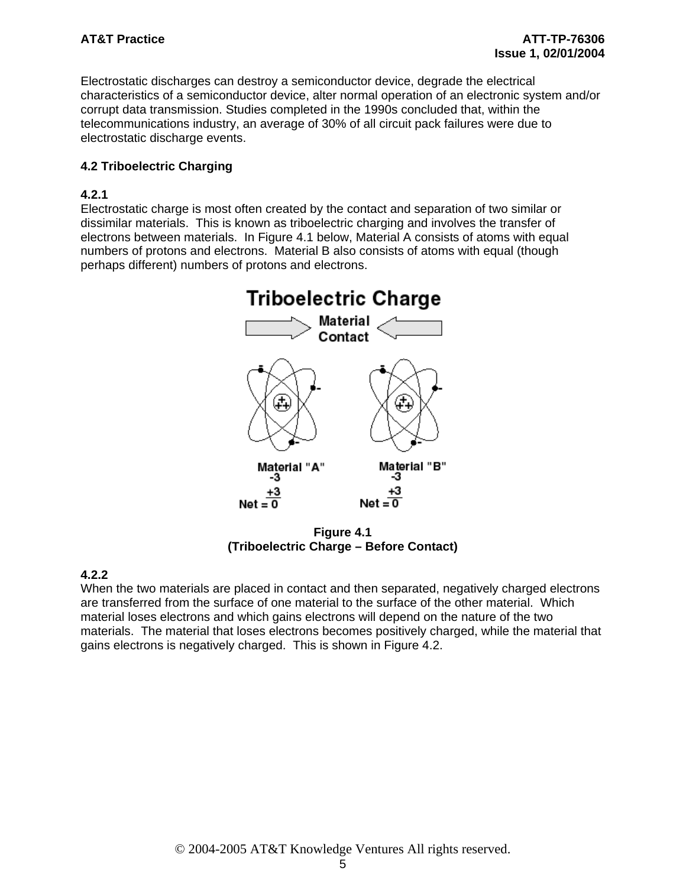Electrostatic discharges can destroy a semiconductor device, degrade the electrical characteristics of a semiconductor device, alter normal operation of an electronic system and/or corrupt data transmission. Studies completed in the 1990s concluded that, within the telecommunications industry, an average of 30% of all circuit pack failures were due to electrostatic discharge events.

### 4.2 Triboelectric Charging

**4.2.1**
Electrostatic charge is most often created by the contact and separation of two similar or dissimilar materials. This is known as triboelectric charging and involves the transfer of electrons between materials. In Figure 4.1 below, Material A consists of atoms with equal numbers of protons and electrons. Material B also consists of atoms with equal (though perhaps different) numbers of protons and electrons.

**Figure 4.1**
**(Triboelectric Charge – Before Contact)**

**4.2.2**
When the two materials are placed in contact and then separated, negatively charged electrons are transferred from the surface of one material to the surface of the other material. Which material loses electrons and which gains electrons will depend on the nature of the two materials. The material that loses electrons becomes positively charged, while the material that gains electrons is negatively charged. This is shown in Figure 4.2.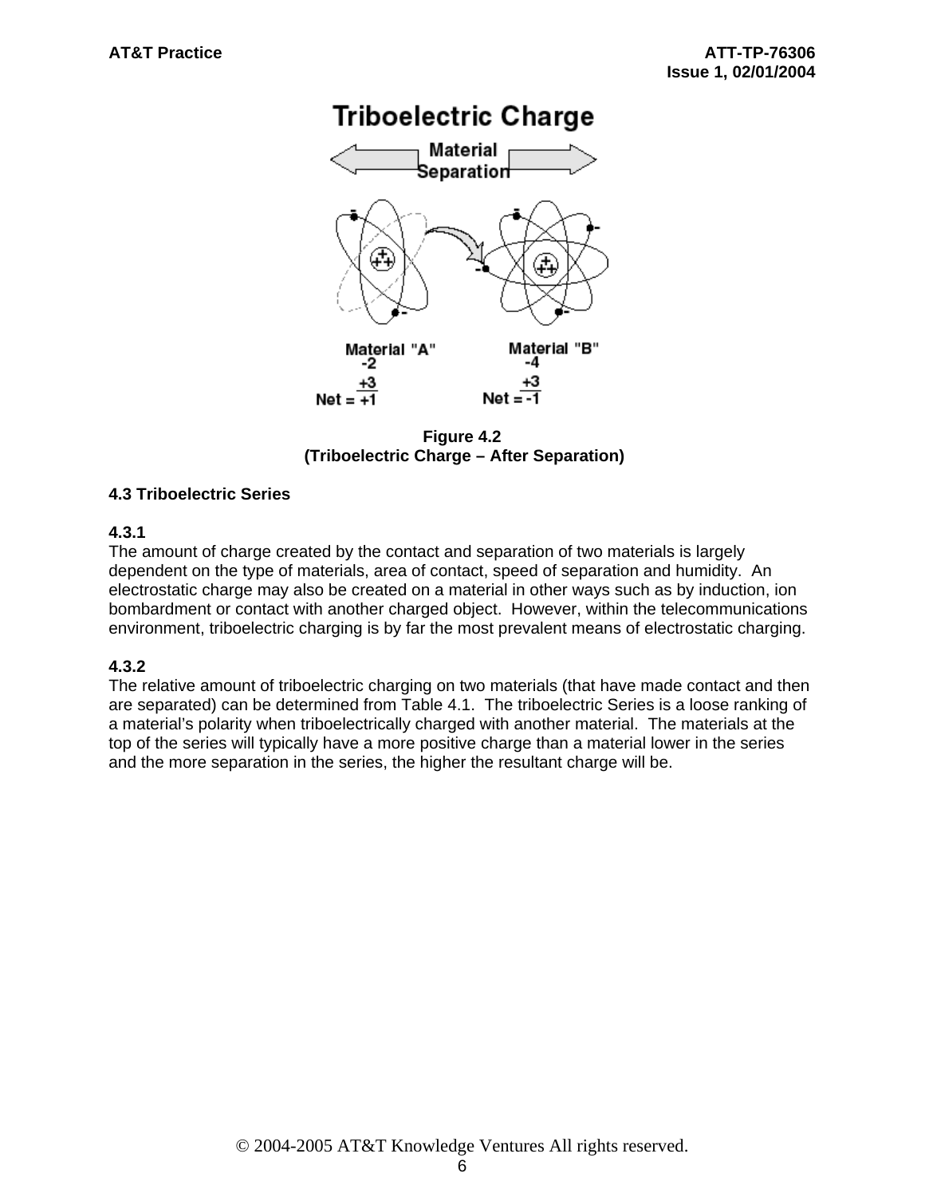Figure 4.2
(Triboelectric Charge – After Separation)

### 4.3 Triboelectric Series

**4.3.1**
The amount of charge created by the contact and separation of two materials is largely dependent on the type of materials, area of contact, speed of separation and humidity. An electrostatic charge may also be created on a material in other ways such as by induction, ion bombardment or contact with another charged object. However, within the telecommunications environment, triboelectric charging is by far the most prevalent means of electrostatic charging.

**4.3.2**
The relative amount of triboelectric charging on two materials (that have made contact and then are separated) can be determined from Table 4.1. The triboelectric Series is a loose ranking of a material's polarity when triboelectrically charged with another material. The materials at the top of the series will typically have a more positive charge than a material lower in the series and the more separation in the series, the higher the resultant charge will be.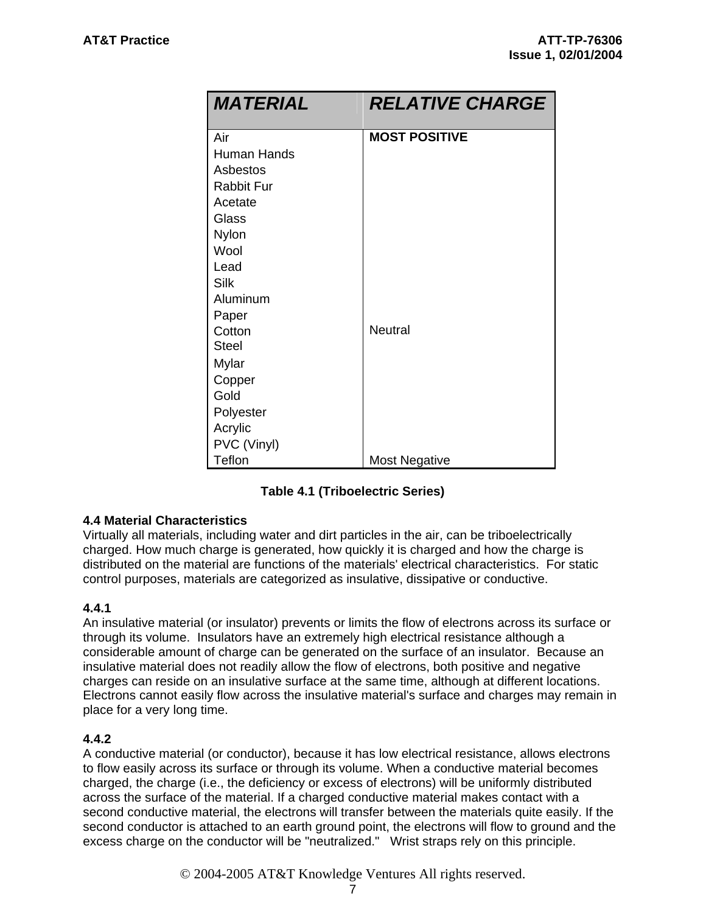| MATERIAL | RELATIVE CHARGE |
|---|---|
| Air | **MOST POSITIVE** |
| Human Hands | |
| Asbestos | |
| Rabbit Fur | |
| Acetate | |
| Glass | |
| Nylon | |
| Wool | |
| Lead | |
| Silk | |
| Aluminum | |
| Paper | |
| Cotton | Neutral |
| Steel | |
| Mylar | |
| Copper | |
| Gold | |
| Polyester | |
| Acrylic | |
| PVC (Vinyl) | |
| Teflon | Most Negative |

**Table 4.1 (Triboelectric Series)**

### 4.4 Material Characteristics

Virtually all materials, including water and dirt particles in the air, can be triboelectrically charged. How much charge is generated, how quickly it is charged and how the charge is distributed on the material are functions of the materials' electrical characteristics. For static control purposes, materials are categorized as insulative, dissipative or conductive.

#### 4.4.1

An insulative material (or insulator) prevents or limits the flow of electrons across its surface or through its volume. Insulators have an extremely high electrical resistance although a considerable amount of charge can be generated on the surface of an insulator. Because an insulative material does not readily allow the flow of electrons, both positive and negative charges can reside on an insulative surface at the same time, although at different locations. Electrons cannot easily flow across the insulative material's surface and charges may remain in place for a very long time.

#### 4.4.2

A conductive material (or conductor), because it has low electrical resistance, allows electrons to flow easily across its surface or through its volume. When a conductive material becomes charged, the charge (i.e., the deficiency or excess of electrons) will be uniformly distributed across the surface of the material. If a charged conductive material makes contact with a second conductive material, the electrons will transfer between the materials quite easily. If the second conductor is attached to an earth ground point, the electrons will flow to ground and the excess charge on the conductor will be "neutralized." Wrist straps rely on this principle.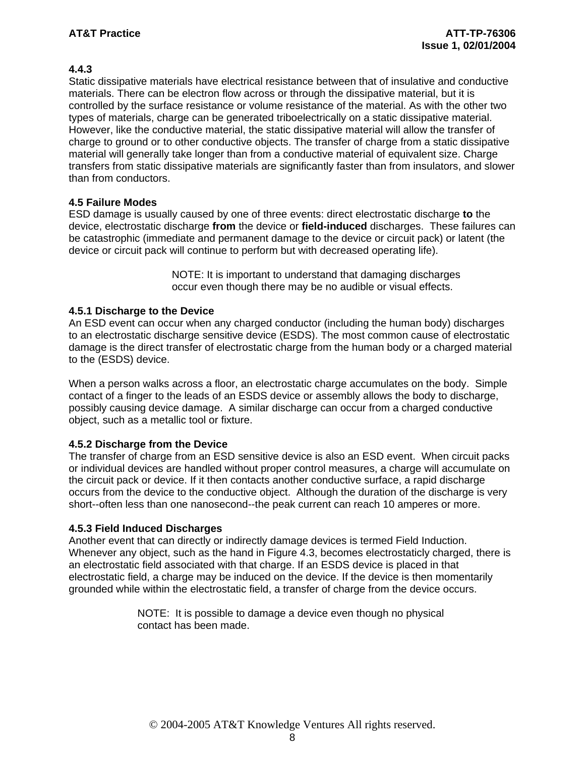**4.4.3**
Static dissipative materials have electrical resistance between that of insulative and conductive materials. There can be electron flow across or through the dissipative material, but it is controlled by the surface resistance or volume resistance of the material. As with the other two types of materials, charge can be generated triboelectrically on a static dissipative material. However, like the conductive material, the static dissipative material will allow the transfer of charge to ground or to other conductive objects. The transfer of charge from a static dissipative material will generally take longer than from a conductive material of equivalent size. Charge transfers from static dissipative materials are significantly faster than from insulators, and slower than from conductors.

## 4.5 Failure Modes

ESD damage is usually caused by one of three events: direct electrostatic discharge **to** the device, electrostatic discharge **from** the device or **field-induced** discharges. These failures can be catastrophic (immediate and permanent damage to the device or circuit pack) or latent (the device or circuit pack will continue to perform but with decreased operating life).

> NOTE: It is important to understand that damaging discharges occur even though there may be no audible or visual effects.

### 4.5.1 Discharge to the Device

An ESD event can occur when any charged conductor (including the human body) discharges to an electrostatic discharge sensitive device (ESDS). The most common cause of electrostatic damage is the direct transfer of electrostatic charge from the human body or a charged material to the (ESDS) device.

When a person walks across a floor, an electrostatic charge accumulates on the body. Simple contact of a finger to the leads of an ESDS device or assembly allows the body to discharge, possibly causing device damage. A similar discharge can occur from a charged conductive object, such as a metallic tool or fixture.

### 4.5.2 Discharge from the Device

The transfer of charge from an ESD sensitive device is also an ESD event. When circuit packs or individual devices are handled without proper control measures, a charge will accumulate on the circuit pack or device. If it then contacts another conductive surface, a rapid discharge occurs from the device to the conductive object. Although the duration of the discharge is very short--often less than one nanosecond--the peak current can reach 10 amperes or more.

### 4.5.3 Field Induced Discharges

Another event that can directly or indirectly damage devices is termed Field Induction. Whenever any object, such as the hand in Figure 4.3, becomes electrostaticly charged, there is an electrostatic field associated with that charge. If an ESDS device is placed in that electrostatic field, a charge may be induced on the device. If the device is then momentarily grounded while within the electrostatic field, a transfer of charge from the device occurs.

> NOTE: It is possible to damage a device even though no physical contact has been made.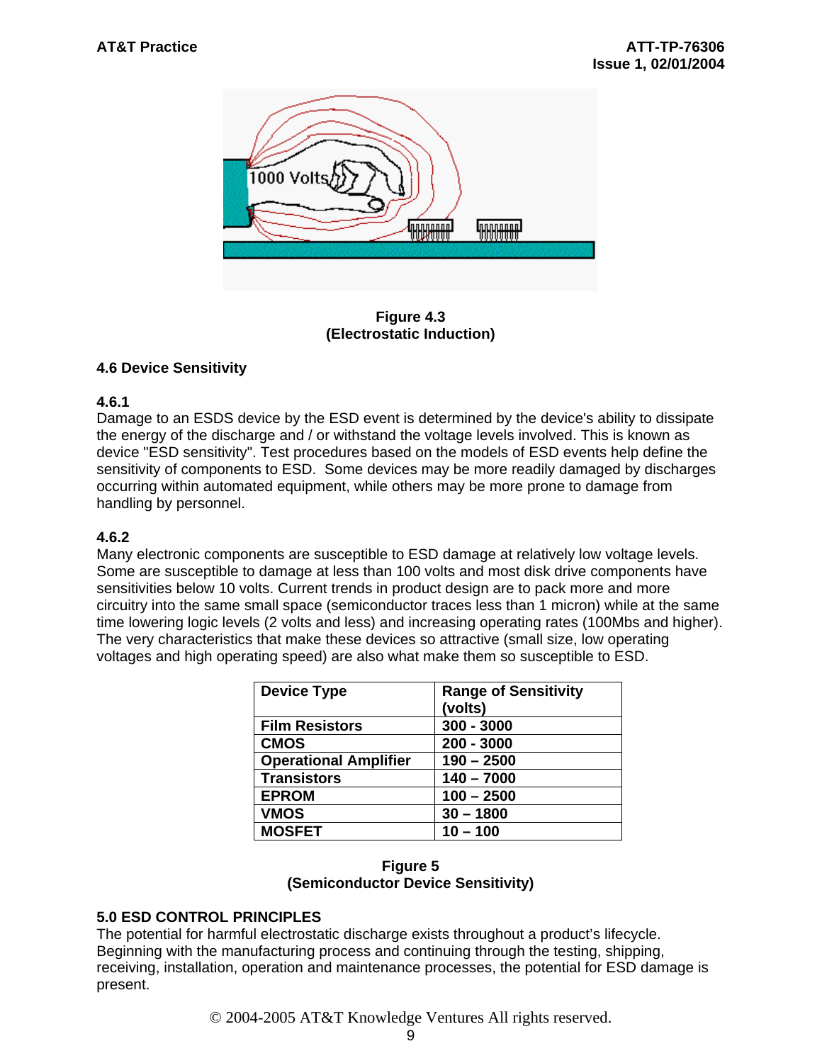Figure 4.3
(Electrostatic Induction)

### 4.6 Device Sensitivity

**4.6.1**
Damage to an ESDS device by the ESD event is determined by the device's ability to dissipate the energy of the discharge and / or withstand the voltage levels involved. This is known as device "ESD sensitivity". Test procedures based on the models of ESD events help define the sensitivity of components to ESD. Some devices may be more readily damaged by discharges occurring within automated equipment, while others may be more prone to damage from handling by personnel.

**4.6.2**
Many electronic components are susceptible to ESD damage at relatively low voltage levels. Some are susceptible to damage at less than 100 volts and most disk drive components have sensitivities below 10 volts. Current trends in product design are to pack more and more circuitry into the same small space (semiconductor traces less than 1 micron) while at the same time lowering logic levels (2 volts and less) and increasing operating rates (100Mbs and higher). The very characteristics that make these devices so attractive (small size, low operating voltages and high operating speed) are also what make them so susceptible to ESD.

| Device Type | Range of Sensitivity (volts) |
|---|---|
| Film Resistors | 300 - 3000 |
| CMOS | 200 - 3000 |
| Operational Amplifier | 190 – 2500 |
| Transistors | 140 – 7000 |
| EPROM | 100 – 2500 |
| VMOS | 30 – 1800 |
| MOSFET | 10 – 100 |

Figure 5
(Semiconductor Device Sensitivity)

## 5.0 ESD CONTROL PRINCIPLES

The potential for harmful electrostatic discharge exists throughout a product's lifecycle. Beginning with the manufacturing process and continuing through the testing, shipping, receiving, installation, operation and maintenance processes, the potential for ESD damage is present.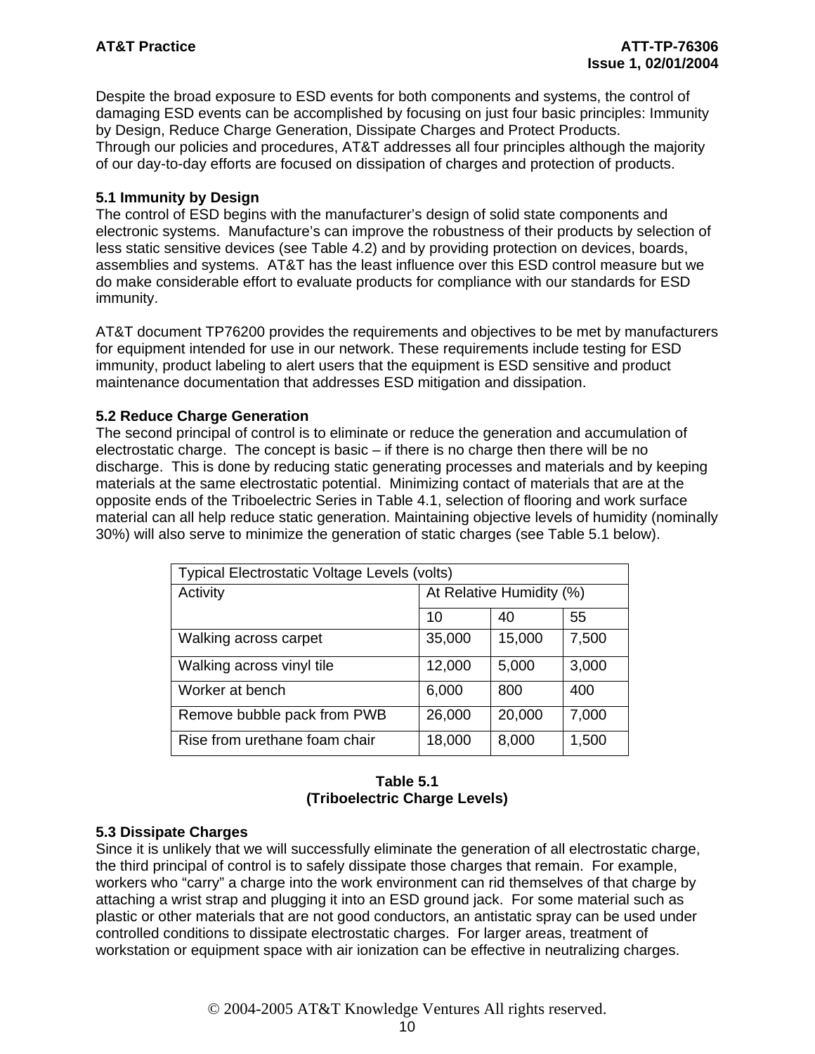Despite the broad exposure to ESD events for both components and systems, the control of damaging ESD events can be accomplished by focusing on just four basic principles: Immunity by Design, Reduce Charge Generation, Dissipate Charges and Protect Products.
Through our policies and procedures, AT&T addresses all four principles although the majority of our day-to-day efforts are focused on dissipation of charges and protection of products.

### 5.1 Immunity by Design

The control of ESD begins with the manufacturer's design of solid state components and electronic systems. Manufacture's can improve the robustness of their products by selection of less static sensitive devices (see Table 4.2) and by providing protection on devices, boards, assemblies and systems. AT&T has the least influence over this ESD control measure but we do make considerable effort to evaluate products for compliance with our standards for ESD immunity.

AT&T document TP76200 provides the requirements and objectives to be met by manufacturers for equipment intended for use in our network. These requirements include testing for ESD immunity, product labeling to alert users that the equipment is ESD sensitive and product maintenance documentation that addresses ESD mitigation and dissipation.

### 5.2 Reduce Charge Generation

The second principal of control is to eliminate or reduce the generation and accumulation of electrostatic charge. The concept is basic – if there is no charge then there will be no discharge. This is done by reducing static generating processes and materials and by keeping materials at the same electrostatic potential. Minimizing contact of materials that are at the opposite ends of the Triboelectric Series in Table 4.1, selection of flooring and work surface material can all help reduce static generation. Maintaining objective levels of humidity (nominally 30%) will also serve to minimize the generation of static charges (see Table 5.1 below).

| Typical Electrostatic Voltage Levels (volts) | | | |
|---|---|---|---|
| Activity | At Relative Humidity (%) | | |
| | 10 | 40 | 55 |
| Walking across carpet | 35,000 | 15,000 | 7,500 |
| Walking across vinyl tile | 12,000 | 5,000 | 3,000 |
| Worker at bench | 6,000 | 800 | 400 |
| Remove bubble pack from PWB | 26,000 | 20,000 | 7,000 |
| Rise from urethane foam chair | 18,000 | 8,000 | 1,500 |

**Table 5.1**
**(Triboelectric Charge Levels)**

### 5.3 Dissipate Charges

Since it is unlikely that we will successfully eliminate the generation of all electrostatic charge, the third principal of control is to safely dissipate those charges that remain. For example, workers who "carry" a charge into the work environment can rid themselves of that charge by attaching a wrist strap and plugging it into an ESD ground jack. For some material such as plastic or other materials that are not good conductors, an antistatic spray can be used under controlled conditions to dissipate electrostatic charges. For larger areas, treatment of workstation or equipment space with air ionization can be effective in neutralizing charges.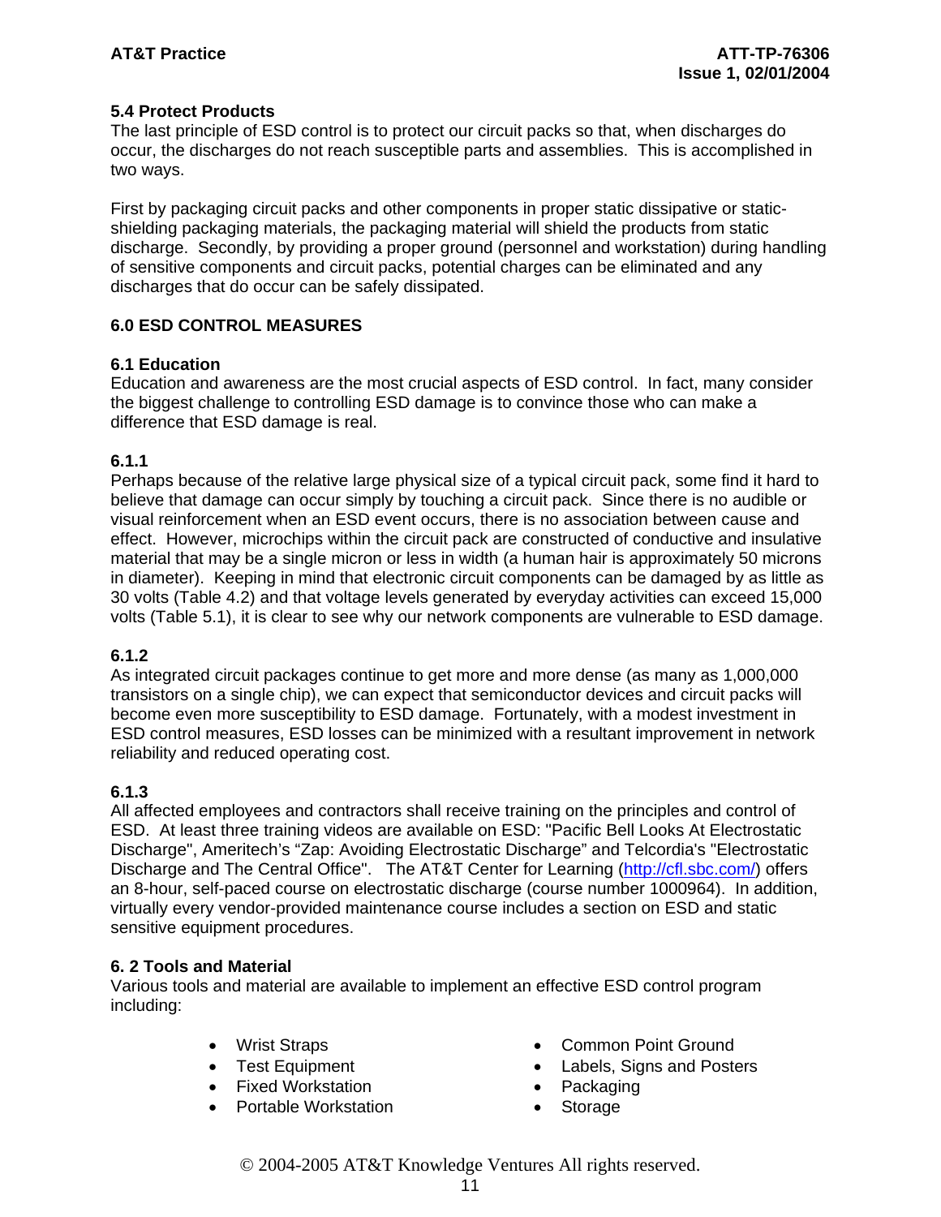### 5.4 Protect Products

The last principle of ESD control is to protect our circuit packs so that, when discharges do occur, the discharges do not reach susceptible parts and assemblies. This is accomplished in two ways.

First by packaging circuit packs and other components in proper static dissipative or static-shielding packaging materials, the packaging material will shield the products from static discharge. Secondly, by providing a proper ground (personnel and workstation) during handling of sensitive components and circuit packs, potential charges can be eliminated and any discharges that do occur can be safely dissipated.

## 6.0 ESD CONTROL MEASURES

### 6.1 Education

Education and awareness are the most crucial aspects of ESD control. In fact, many consider the biggest challenge to controlling ESD damage is to convince those who can make a difference that ESD damage is real.

#### 6.1.1

Perhaps because of the relative large physical size of a typical circuit pack, some find it hard to believe that damage can occur simply by touching a circuit pack. Since there is no audible or visual reinforcement when an ESD event occurs, there is no association between cause and effect. However, microchips within the circuit pack are constructed of conductive and insulative material that may be a single micron or less in width (a human hair is approximately 50 microns in diameter). Keeping in mind that electronic circuit components can be damaged by as little as 30 volts (Table 4.2) and that voltage levels generated by everyday activities can exceed 15,000 volts (Table 5.1), it is clear to see why our network components are vulnerable to ESD damage.

#### 6.1.2

As integrated circuit packages continue to get more and more dense (as many as 1,000,000 transistors on a single chip), we can expect that semiconductor devices and circuit packs will become even more susceptibility to ESD damage. Fortunately, with a modest investment in ESD control measures, ESD losses can be minimized with a resultant improvement in network reliability and reduced operating cost.

#### 6.1.3

All affected employees and contractors shall receive training on the principles and control of ESD. At least three training videos are available on ESD: "Pacific Bell Looks At Electrostatic Discharge", Ameritech's "Zap: Avoiding Electrostatic Discharge" and Telcordia's "Electrostatic Discharge and The Central Office". The AT&T Center for Learning (http://cfl.sbc.com/) offers an 8-hour, self-paced course on electrostatic discharge (course number 1000964). In addition, virtually every vendor-provided maintenance course includes a section on ESD and static sensitive equipment procedures.

### 6. 2 Tools and Material

Various tools and material are available to implement an effective ESD control program including:

- Wrist Straps
- Test Equipment
- Fixed Workstation
- Portable Workstation
- Common Point Ground
- Labels, Signs and Posters
- Packaging
- Storage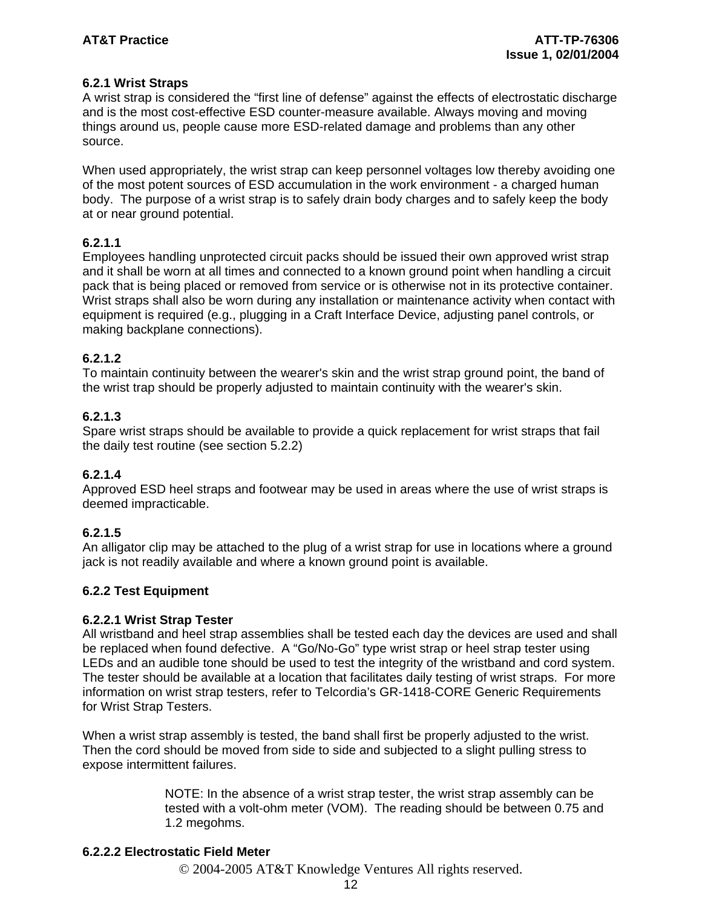#### 6.2.1 Wrist Straps

A wrist strap is considered the “first line of defense” against the effects of electrostatic discharge and is the most cost-effective ESD counter-measure available. Always moving and moving things around us, people cause more ESD-related damage and problems than any other source.

When used appropriately, the wrist strap can keep personnel voltages low thereby avoiding one of the most potent sources of ESD accumulation in the work environment - a charged human body. The purpose of a wrist strap is to safely drain body charges and to safely keep the body at or near ground potential.

**6.2.1.1**

Employees handling unprotected circuit packs should be issued their own approved wrist strap and it shall be worn at all times and connected to a known ground point when handling a circuit pack that is being placed or removed from service or is otherwise not in its protective container. Wrist straps shall also be worn during any installation or maintenance activity when contact with equipment is required (e.g., plugging in a Craft Interface Device, adjusting panel controls, or making backplane connections).

**6.2.1.2**

To maintain continuity between the wearer's skin and the wrist strap ground point, the band of the wrist trap should be properly adjusted to maintain continuity with the wearer's skin.

**6.2.1.3**

Spare wrist straps should be available to provide a quick replacement for wrist straps that fail the daily test routine (see section 5.2.2)

**6.2.1.4**

Approved ESD heel straps and footwear may be used in areas where the use of wrist straps is deemed impracticable.

**6.2.1.5**

An alligator clip may be attached to the plug of a wrist strap for use in locations where a ground jack is not readily available and where a known ground point is available.

#### 6.2.2 Test Equipment

##### 6.2.2.1 Wrist Strap Tester

All wristband and heel strap assemblies shall be tested each day the devices are used and shall be replaced when found defective. A “Go/No-Go” type wrist strap or heel strap tester using LEDs and an audible tone should be used to test the integrity of the wristband and cord system. The tester should be available at a location that facilitates daily testing of wrist straps. For more information on wrist strap testers, refer to Telcordia’s GR-1418-CORE Generic Requirements for Wrist Strap Testers.

When a wrist strap assembly is tested, the band shall first be properly adjusted to the wrist. Then the cord should be moved from side to side and subjected to a slight pulling stress to expose intermittent failures.

> NOTE: In the absence of a wrist strap tester, the wrist strap assembly can be tested with a volt-ohm meter (VOM). The reading should be between 0.75 and 1.2 megohms.

##### 6.2.2.2 Electrostatic Field Meter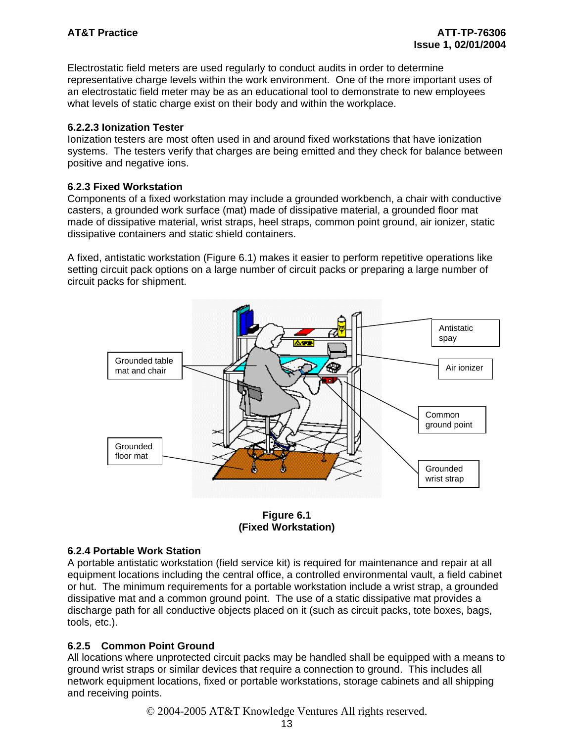Electrostatic field meters are used regularly to conduct audits in order to determine representative charge levels within the work environment. One of the more important uses of an electrostatic field meter may be as an educational tool to demonstrate to new employees what levels of static charge exist on their body and within the workplace.

### 6.2.2.3 Ionization Tester

Ionization testers are most often used in and around fixed workstations that have ionization systems. The testers verify that charges are being emitted and they check for balance between positive and negative ions.

### 6.2.3 Fixed Workstation

Components of a fixed workstation may include a grounded workbench, a chair with conductive casters, a grounded work surface (mat) made of dissipative material, a grounded floor mat made of dissipative material, wrist straps, heel straps, common point ground, air ionizer, static dissipative containers and static shield containers.

A fixed, antistatic workstation (Figure 6.1) makes it easier to perform repetitive operations like setting circuit pack options on a large number of circuit packs or preparing a large number of circuit packs for shipment.

Grounded table mat and chair

Grounded floor mat

Antistatic spray

Air ionizer

Common ground point

Grounded wrist strap

**Figure 6.1**
**(Fixed Workstation)**

### 6.2.4 Portable Work Station

A portable antistatic workstation (field service kit) is required for maintenance and repair at all equipment locations including the central office, a controlled environmental vault, a field cabinet or hut. The minimum requirements for a portable workstation include a wrist strap, a grounded dissipative mat and a common ground point. The use of a static dissipative mat provides a discharge path for all conductive objects placed on it (such as circuit packs, tote boxes, bags, tools, etc.).

### 6.2.5 Common Point Ground

All locations where unprotected circuit packs may be handled shall be equipped with a means to ground wrist straps or similar devices that require a connection to ground. This includes all network equipment locations, fixed or portable workstations, storage cabinets and all shipping and receiving points.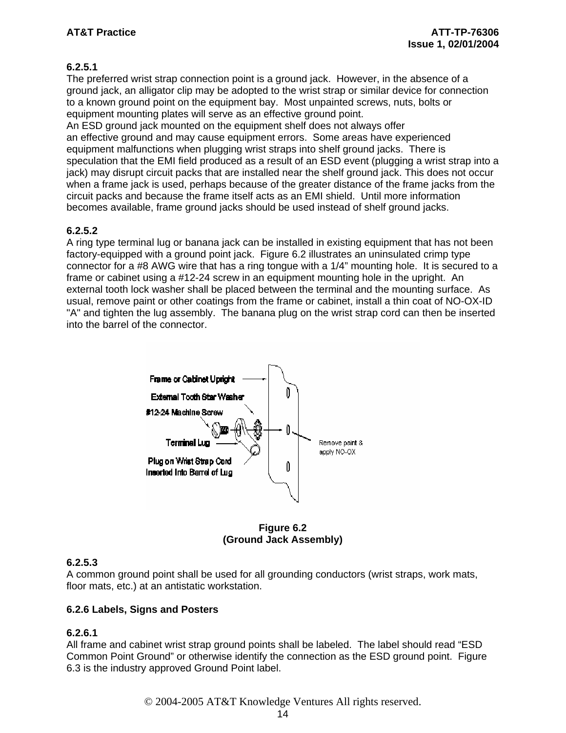**6.2.5.1**
The preferred wrist strap connection point is a ground jack. However, in the absence of a ground jack, an alligator clip may be adopted to the wrist strap or similar device for connection to a known ground point on the equipment bay. Most unpainted screws, nuts, bolts or equipment mounting plates will serve as an effective ground point.
An ESD ground jack mounted on the equipment shelf does not always offer an effective ground and may cause equipment errors. Some areas have experienced equipment malfunctions when plugging wrist straps into shelf ground jacks. There is speculation that the EMI field produced as a result of an ESD event (plugging a wrist strap into a jack) may disrupt circuit packs that are installed near the shelf ground jack. This does not occur when a frame jack is used, perhaps because of the greater distance of the frame jacks from the circuit packs and because the frame itself acts as an EMI shield. Until more information becomes available, frame ground jacks should be used instead of shelf ground jacks.

**6.2.5.2**
A ring type terminal lug or banana jack can be installed in existing equipment that has not been factory-equipped with a ground point jack. Figure 6.2 illustrates an uninsulated crimp type connector for a #8 AWG wire that has a ring tongue with a 1/4" mounting hole. It is secured to a frame or cabinet using a #12-24 screw in an equipment mounting hole in the upright. An external tooth lock washer shall be placed between the terminal and the mounting surface. As usual, remove paint or other coatings from the frame or cabinet, install a thin coat of NO-OX-ID "A" and tighten the lug assembly. The banana plug on the wrist strap cord can then be inserted into the barrel of the connector.

Frame or Cabinet Upright
External Tooth Star Washer
#12-24 Machine Screw
Terminal Lug
Plug on Wrist Strap Cord Inserted Into Barrel of Lug
Remove paint & apply NO-OX

**Figure 6.2**
**(Ground Jack Assembly)**

**6.2.5.3**
A common ground point shall be used for all grounding conductors (wrist straps, work mats, floor mats, etc.) at an antistatic workstation.

### 6.2.6 Labels, Signs and Posters

**6.2.6.1**
All frame and cabinet wrist strap ground points shall be labeled. The label should read "ESD Common Point Ground" or otherwise identify the connection as the ESD ground point. Figure 6.3 is the industry approved Ground Point label.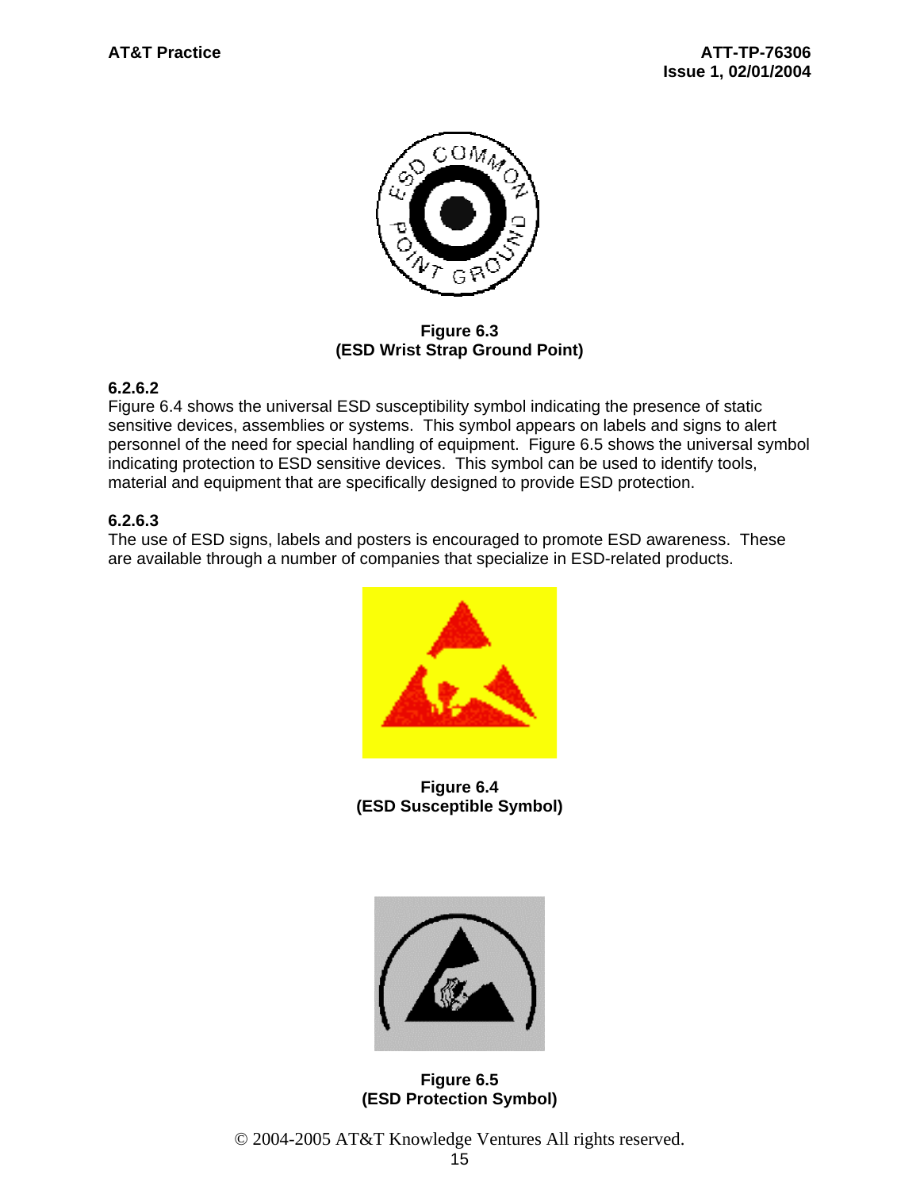**Figure 6.3**
**(ESD Wrist Strap Ground Point)**

**6.2.6.2**
Figure 6.4 shows the universal ESD susceptibility symbol indicating the presence of static sensitive devices, assemblies or systems. This symbol appears on labels and signs to alert personnel of the need for special handling of equipment. Figure 6.5 shows the universal symbol indicating protection to ESD sensitive devices. This symbol can be used to identify tools, material and equipment that are specifically designed to provide ESD protection.

**6.2.6.3**
The use of ESD signs, labels and posters is encouraged to promote ESD awareness. These are available through a number of companies that specialize in ESD-related products.

**Figure 6.4**
**(ESD Susceptible Symbol)**

**Figure 6.5**
**(ESD Protection Symbol)**

© 2004-2005 AT&T Knowledge Ventures All rights reserved.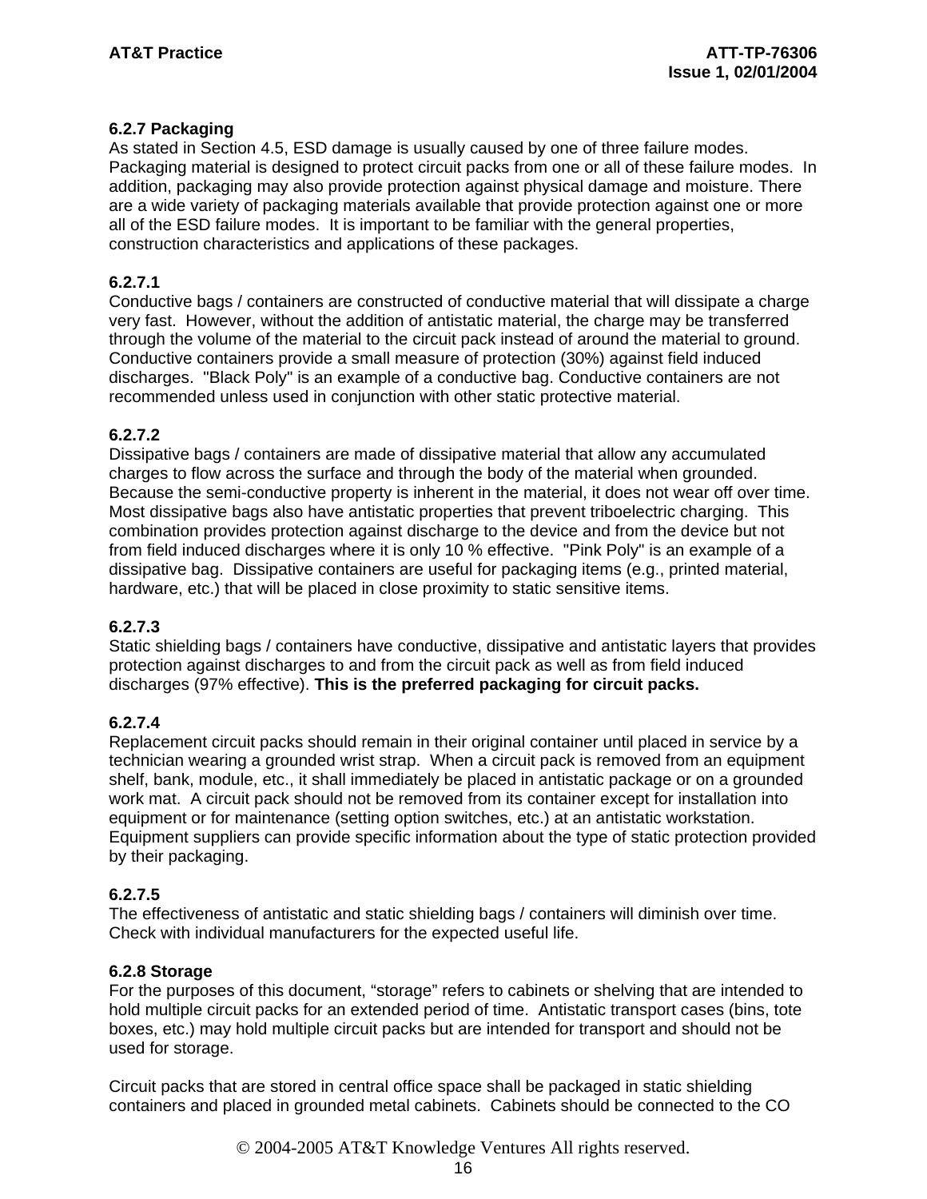### 6.2.7 Packaging

As stated in Section 4.5, ESD damage is usually caused by one of three failure modes. Packaging material is designed to protect circuit packs from one or all of these failure modes. In addition, packaging may also provide protection against physical damage and moisture. There are a wide variety of packaging materials available that provide protection against one or more all of the ESD failure modes. It is important to be familiar with the general properties, construction characteristics and applications of these packages.

#### 6.2.7.1

Conductive bags / containers are constructed of conductive material that will dissipate a charge very fast. However, without the addition of antistatic material, the charge may be transferred through the volume of the material to the circuit pack instead of around the material to ground. Conductive containers provide a small measure of protection (30%) against field induced discharges. "Black Poly" is an example of a conductive bag. Conductive containers are not recommended unless used in conjunction with other static protective material.

#### 6.2.7.2

Dissipative bags / containers are made of dissipative material that allow any accumulated charges to flow across the surface and through the body of the material when grounded. Because the semi-conductive property is inherent in the material, it does not wear off over time. Most dissipative bags also have antistatic properties that prevent triboelectric charging. This combination provides protection against discharge to the device and from the device but not from field induced discharges where it is only 10 % effective. "Pink Poly" is an example of a dissipative bag. Dissipative containers are useful for packaging items (e.g., printed material, hardware, etc.) that will be placed in close proximity to static sensitive items.

#### 6.2.7.3

Static shielding bags / containers have conductive, dissipative and antistatic layers that provides protection against discharges to and from the circuit pack as well as from field induced discharges (97% effective). **This is the preferred packaging for circuit packs.**

#### 6.2.7.4

Replacement circuit packs should remain in their original container until placed in service by a technician wearing a grounded wrist strap. When a circuit pack is removed from an equipment shelf, bank, module, etc., it shall immediately be placed in antistatic package or on a grounded work mat. A circuit pack should not be removed from its container except for installation into equipment or for maintenance (setting option switches, etc.) at an antistatic workstation. Equipment suppliers can provide specific information about the type of static protection provided by their packaging.

#### 6.2.7.5

The effectiveness of antistatic and static shielding bags / containers will diminish over time. Check with individual manufacturers for the expected useful life.

### 6.2.8 Storage

For the purposes of this document, "storage" refers to cabinets or shelving that are intended to hold multiple circuit packs for an extended period of time. Antistatic transport cases (bins, tote boxes, etc.) may hold multiple circuit packs but are intended for transport and should not be used for storage.

Circuit packs that are stored in central office space shall be packaged in static shielding containers and placed in grounded metal cabinets. Cabinets should be connected to the CO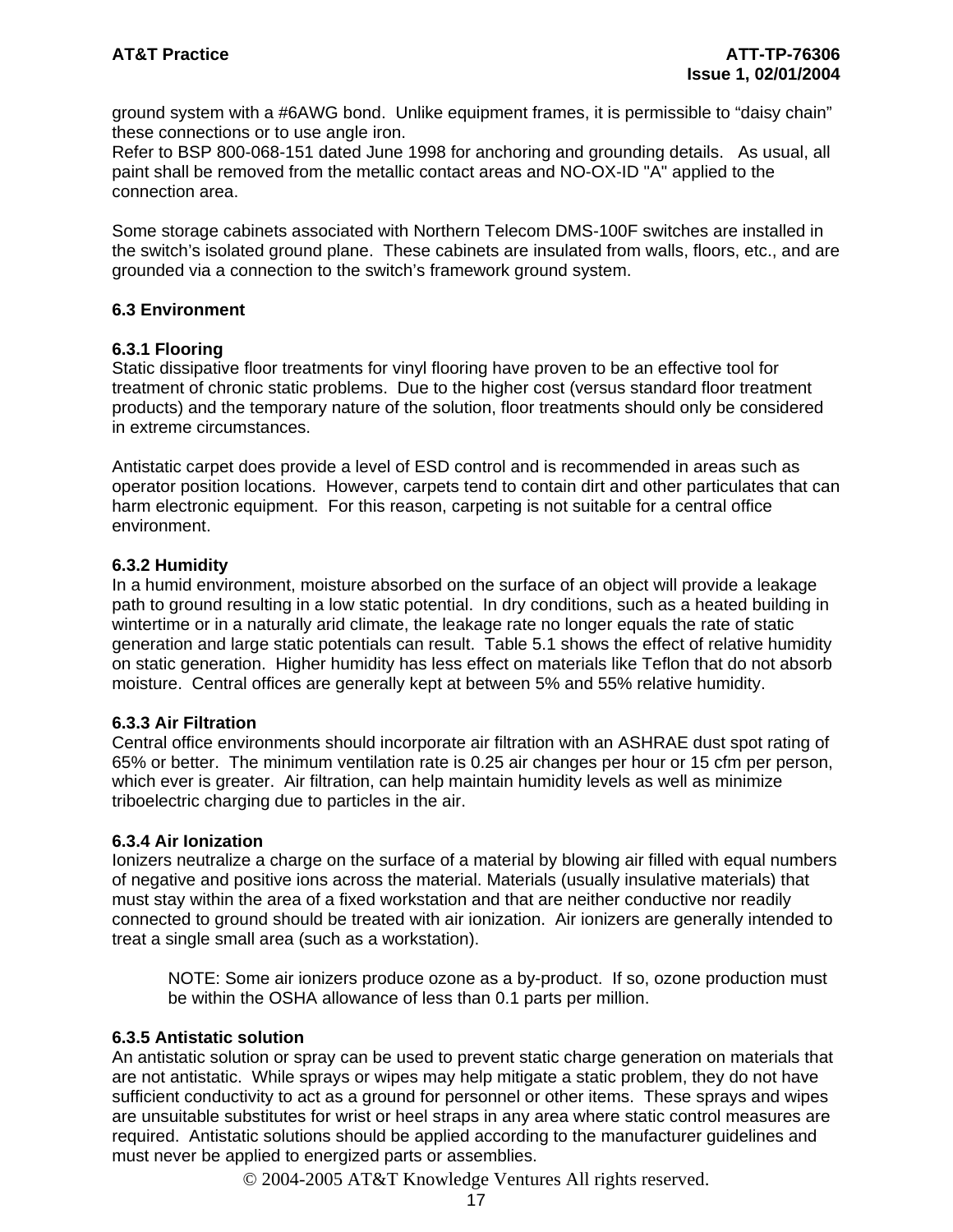ground system with a #6AWG bond. Unlike equipment frames, it is permissible to “daisy chain” these connections or to use angle iron.
Refer to BSP 800-068-151 dated June 1998 for anchoring and grounding details. As usual, all paint shall be removed from the metallic contact areas and NO-OX-ID "A" applied to the connection area.

Some storage cabinets associated with Northern Telecom DMS-100F switches are installed in the switch’s isolated ground plane. These cabinets are insulated from walls, floors, etc., and are grounded via a connection to the switch’s framework ground system.

### 6.3 Environment

#### 6.3.1 Flooring

Static dissipative floor treatments for vinyl flooring have proven to be an effective tool for treatment of chronic static problems. Due to the higher cost (versus standard floor treatment products) and the temporary nature of the solution, floor treatments should only be considered in extreme circumstances.

Antistatic carpet does provide a level of ESD control and is recommended in areas such as operator position locations. However, carpets tend to contain dirt and other particulates that can harm electronic equipment. For this reason, carpeting is not suitable for a central office environment.

#### 6.3.2 Humidity

In a humid environment, moisture absorbed on the surface of an object will provide a leakage path to ground resulting in a low static potential. In dry conditions, such as a heated building in wintertime or in a naturally arid climate, the leakage rate no longer equals the rate of static generation and large static potentials can result. Table 5.1 shows the effect of relative humidity on static generation. Higher humidity has less effect on materials like Teflon that do not absorb moisture. Central offices are generally kept at between 5% and 55% relative humidity.

#### 6.3.3 Air Filtration

Central office environments should incorporate air filtration with an ASHRAE dust spot rating of 65% or better. The minimum ventilation rate is 0.25 air changes per hour or 15 cfm per person, which ever is greater. Air filtration, can help maintain humidity levels as well as minimize triboelectric charging due to particles in the air.

#### 6.3.4 Air Ionization

Ionizers neutralize a charge on the surface of a material by blowing air filled with equal numbers of negative and positive ions across the material. Materials (usually insulative materials) that must stay within the area of a fixed workstation and that are neither conductive nor readily connected to ground should be treated with air ionization. Air ionizers are generally intended to treat a single small area (such as a workstation).

> NOTE: Some air ionizers produce ozone as a by-product. If so, ozone production must be within the OSHA allowance of less than 0.1 parts per million.

#### 6.3.5 Antistatic solution

An antistatic solution or spray can be used to prevent static charge generation on materials that are not antistatic. While sprays or wipes may help mitigate a static problem, they do not have sufficient conductivity to act as a ground for personnel or other items. These sprays and wipes are unsuitable substitutes for wrist or heel straps in any area where static control measures are required. Antistatic solutions should be applied according to the manufacturer guidelines and must never be applied to energized parts or assemblies.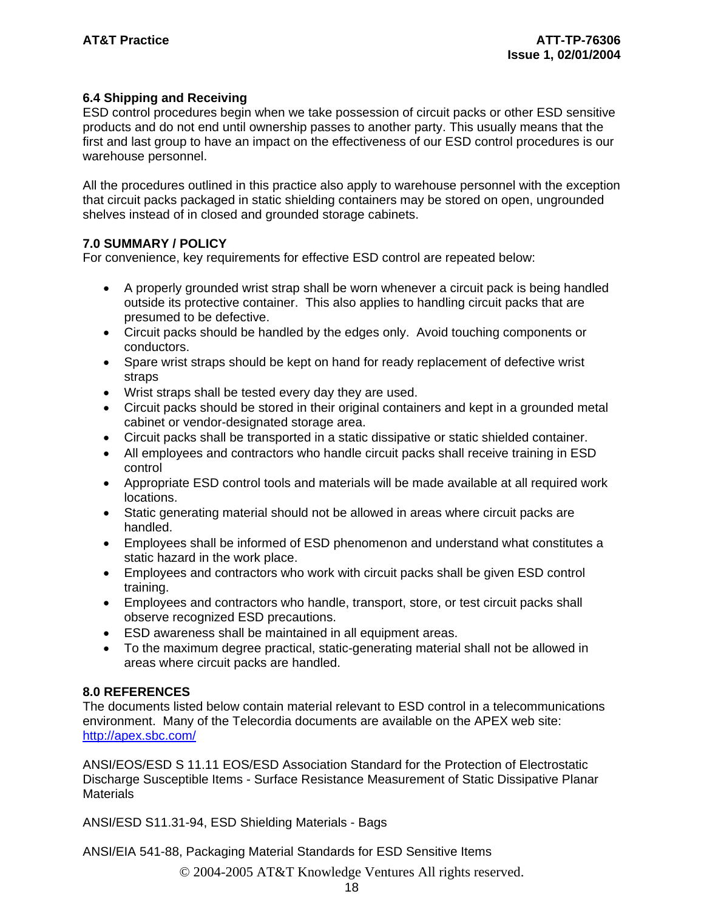### 6.4 Shipping and Receiving

ESD control procedures begin when we take possession of circuit packs or other ESD sensitive products and do not end until ownership passes to another party. This usually means that the first and last group to have an impact on the effectiveness of our ESD control procedures is our warehouse personnel.

All the procedures outlined in this practice also apply to warehouse personnel with the exception that circuit packs packaged in static shielding containers may be stored on open, ungrounded shelves instead of in closed and grounded storage cabinets.

## 7.0 SUMMARY / POLICY

For convenience, key requirements for effective ESD control are repeated below:

- A properly grounded wrist strap shall be worn whenever a circuit pack is being handled outside its protective container. This also applies to handling circuit packs that are presumed to be defective.
- Circuit packs should be handled by the edges only. Avoid touching components or conductors.
- Spare wrist straps should be kept on hand for ready replacement of defective wrist straps
- Wrist straps shall be tested every day they are used.
- Circuit packs should be stored in their original containers and kept in a grounded metal cabinet or vendor-designated storage area.
- Circuit packs shall be transported in a static dissipative or static shielded container.
- All employees and contractors who handle circuit packs shall receive training in ESD control
- Appropriate ESD control tools and materials will be made available at all required work locations.
- Static generating material should not be allowed in areas where circuit packs are handled.
- Employees shall be informed of ESD phenomenon and understand what constitutes a static hazard in the work place.
- Employees and contractors who work with circuit packs shall be given ESD control training.
- Employees and contractors who handle, transport, store, or test circuit packs shall observe recognized ESD precautions.
- ESD awareness shall be maintained in all equipment areas.
- To the maximum degree practical, static-generating material shall not be allowed in areas where circuit packs are handled.

## 8.0 REFERENCES

The documents listed below contain material relevant to ESD control in a telecommunications environment. Many of the Telecordia documents are available on the APEX web site: http://apex.sbc.com/

ANSI/EOS/ESD S 11.11 EOS/ESD Association Standard for the Protection of Electrostatic Discharge Susceptible Items - Surface Resistance Measurement of Static Dissipative Planar Materials

ANSI/ESD S11.31-94, ESD Shielding Materials - Bags

ANSI/EIA 541-88, Packaging Material Standards for ESD Sensitive Items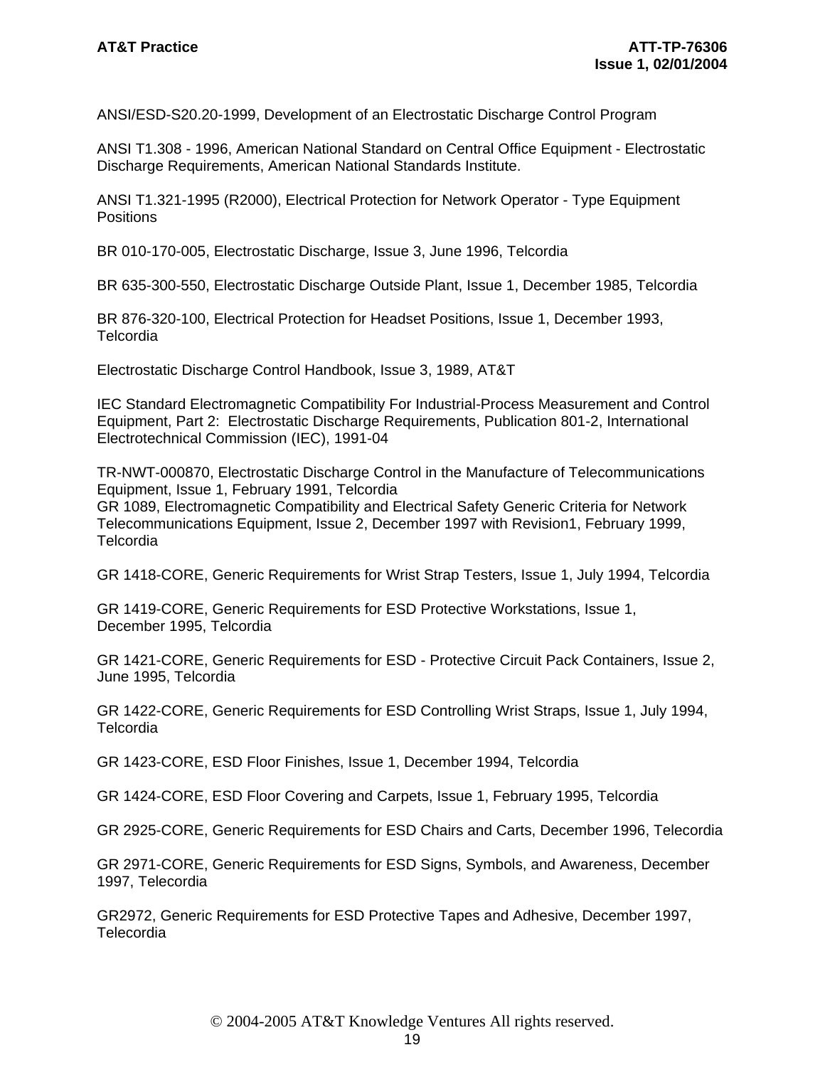ANSI/ESD-S20.20-1999, Development of an Electrostatic Discharge Control Program

ANSI T1.308 - 1996, American National Standard on Central Office Equipment - Electrostatic Discharge Requirements, American National Standards Institute.

ANSI T1.321-1995 (R2000), Electrical Protection for Network Operator - Type Equipment Positions

BR 010-170-005, Electrostatic Discharge, Issue 3, June 1996, Telcordia

BR 635-300-550, Electrostatic Discharge Outside Plant, Issue 1, December 1985, Telcordia

BR 876-320-100, Electrical Protection for Headset Positions, Issue 1, December 1993, Telcordia

Electrostatic Discharge Control Handbook, Issue 3, 1989, AT&T

IEC Standard Electromagnetic Compatibility For Industrial-Process Measurement and Control Equipment, Part 2: Electrostatic Discharge Requirements, Publication 801-2, International Electrotechnical Commission (IEC), 1991-04

TR-NWT-000870, Electrostatic Discharge Control in the Manufacture of Telecommunications Equipment, Issue 1, February 1991, Telcordia
GR 1089, Electromagnetic Compatibility and Electrical Safety Generic Criteria for Network Telecommunications Equipment, Issue 2, December 1997 with Revision1, February 1999, Telcordia

GR 1418-CORE, Generic Requirements for Wrist Strap Testers, Issue 1, July 1994, Telcordia

GR 1419-CORE, Generic Requirements for ESD Protective Workstations, Issue 1, December 1995, Telcordia

GR 1421-CORE, Generic Requirements for ESD - Protective Circuit Pack Containers, Issue 2, June 1995, Telcordia

GR 1422-CORE, Generic Requirements for ESD Controlling Wrist Straps, Issue 1, July 1994, Telcordia

GR 1423-CORE, ESD Floor Finishes, Issue 1, December 1994, Telcordia

GR 1424-CORE, ESD Floor Covering and Carpets, Issue 1, February 1995, Telcordia

GR 2925-CORE, Generic Requirements for ESD Chairs and Carts, December 1996, Telecordia

GR 2971-CORE, Generic Requirements for ESD Signs, Symbols, and Awareness, December 1997, Telecordia

GR2972, Generic Requirements for ESD Protective Tapes and Adhesive, December 1997, Telecordia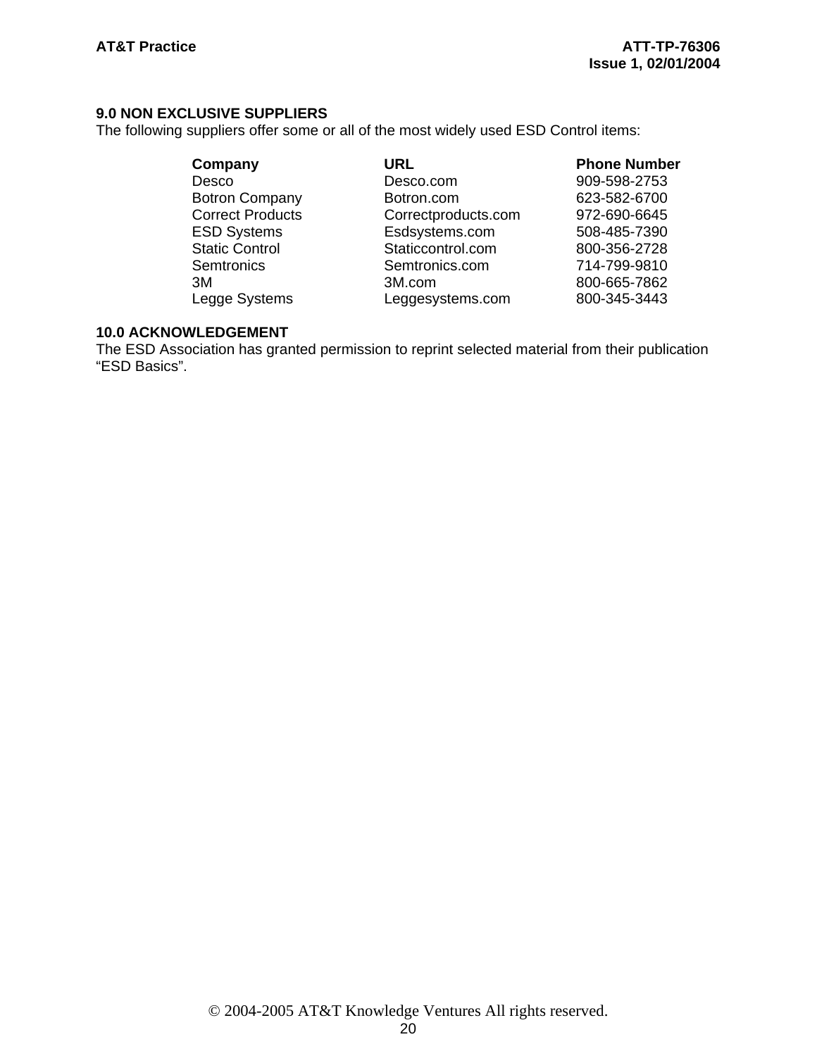## 9.0 NON EXCLUSIVE SUPPLIERS

The following suppliers offer some or all of the most widely used ESD Control items:

| Company | URL | Phone Number |
|---|---|---|
| Desco | Desco.com | 909-598-2753 |
| Botron Company | Botron.com | 623-582-6700 |
| Correct Products | Correctproducts.com | 972-690-6645 |
| ESD Systems | Esdsystems.com | 508-485-7390 |
| Static Control | Staticcontrol.com | 800-356-2728 |
| Semtronics | Semtronics.com | 714-799-9810 |
| 3M | 3M.com | 800-665-7862 |
| Legge Systems | Leggesystems.com | 800-345-3443 |

## 10.0 ACKNOWLEDGEMENT

The ESD Association has granted permission to reprint selected material from their publication "ESD Basics".